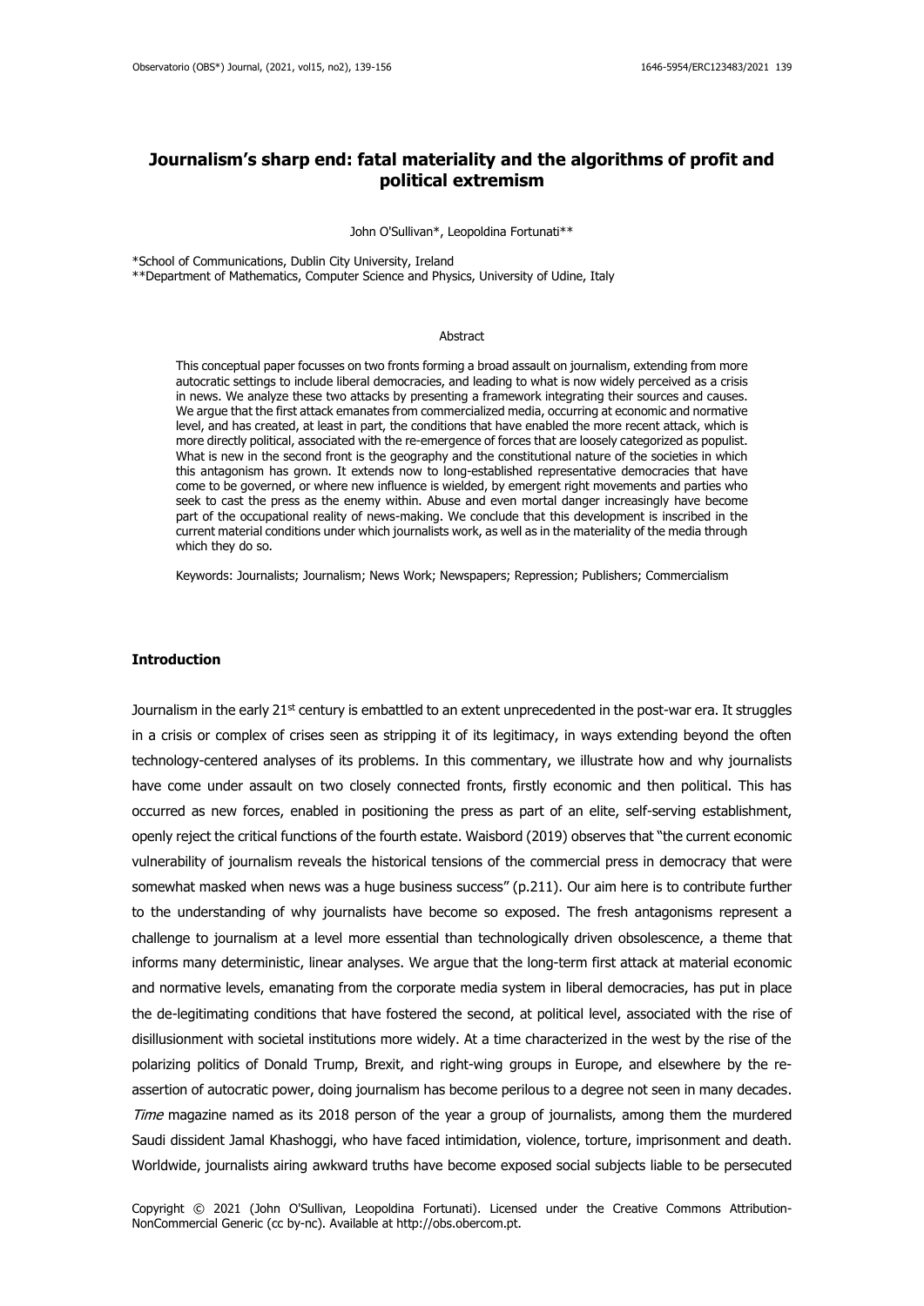# Journalism's sharp end: fatal materiality and the algorithms of profit and political extremism

John O'Sullivan*, Leopoldina Fortunati**

*School of Communications, Dublin City University, Ireland
**Department of Mathematics, Computer Science and Physics, University of Udine, Italy

## Abstract

This conceptual paper focusses on two fronts forming a broad assault on journalism, extending from more autocratic settings to include liberal democracies, and leading to what is now widely perceived as a crisis in news. We analyze these two attacks by presenting a framework integrating their sources and causes. We argue that the first attack emanates from commercialized media, occurring at economic and normative level, and has created, at least in part, the conditions that have enabled the more recent attack, which is more directly political, associated with the re-emergence of forces that are loosely categorized as populist. What is new in the second front is the geography and the constitutional nature of the societies in which this antagonism has grown. It extends now to long-established representative democracies that have come to be governed, or where new influence is wielded, by emergent right movements and parties who seek to cast the press as the enemy within. Abuse and even mortal danger increasingly have become part of the occupational reality of news-making. We conclude that this development is inscribed in the current material conditions under which journalists work, as well as in the materiality of the media through which they do so.

Keywords: Journalists; Journalism; News Work; Newspapers; Repression; Publishers; Commercialism

## Introduction

Journalism in the early 21st century is embattled to an extent unprecedented in the post-war era. It struggles in a crisis or complex of crises seen as stripping it of its legitimacy, in ways extending beyond the often technology-centered analyses of its problems. In this commentary, we illustrate how and why journalists have come under assault on two closely connected fronts, firstly economic and then political. This has occurred as new forces, enabled in positioning the press as part of an elite, self-serving establishment, openly reject the critical functions of the fourth estate. Waisbord (2019) observes that "the current economic vulnerability of journalism reveals the historical tensions of the commercial press in democracy that were somewhat masked when news was a huge business success" (p.211). Our aim here is to contribute further to the understanding of why journalists have become so exposed. The fresh antagonisms represent a challenge to journalism at a level more essential than technologically driven obsolescence, a theme that informs many deterministic, linear analyses. We argue that the long-term first attack at material economic and normative levels, emanating from the corporate media system in liberal democracies, has put in place the de-legitimating conditions that have fostered the second, at political level, associated with the rise of disillusionment with societal institutions more widely. At a time characterized in the west by the rise of the polarizing politics of Donald Trump, Brexit, and right-wing groups in Europe, and elsewhere by the re-assertion of autocratic power, doing journalism has become perilous to a degree not seen in many decades. *Time* magazine named as its 2018 person of the year a group of journalists, among them the murdered Saudi dissident Jamal Khashoggi, who have faced intimidation, violence, torture, imprisonment and death. Worldwide, journalists airing awkward truths have become exposed social subjects liable to be persecuted

Copyright © 2021 (John O'Sullivan, Leopoldina Fortunati). Licensed under the Creative Commons Attribution-NonCommercial Generic (cc by-nc). Available at http://obs.obercom.pt.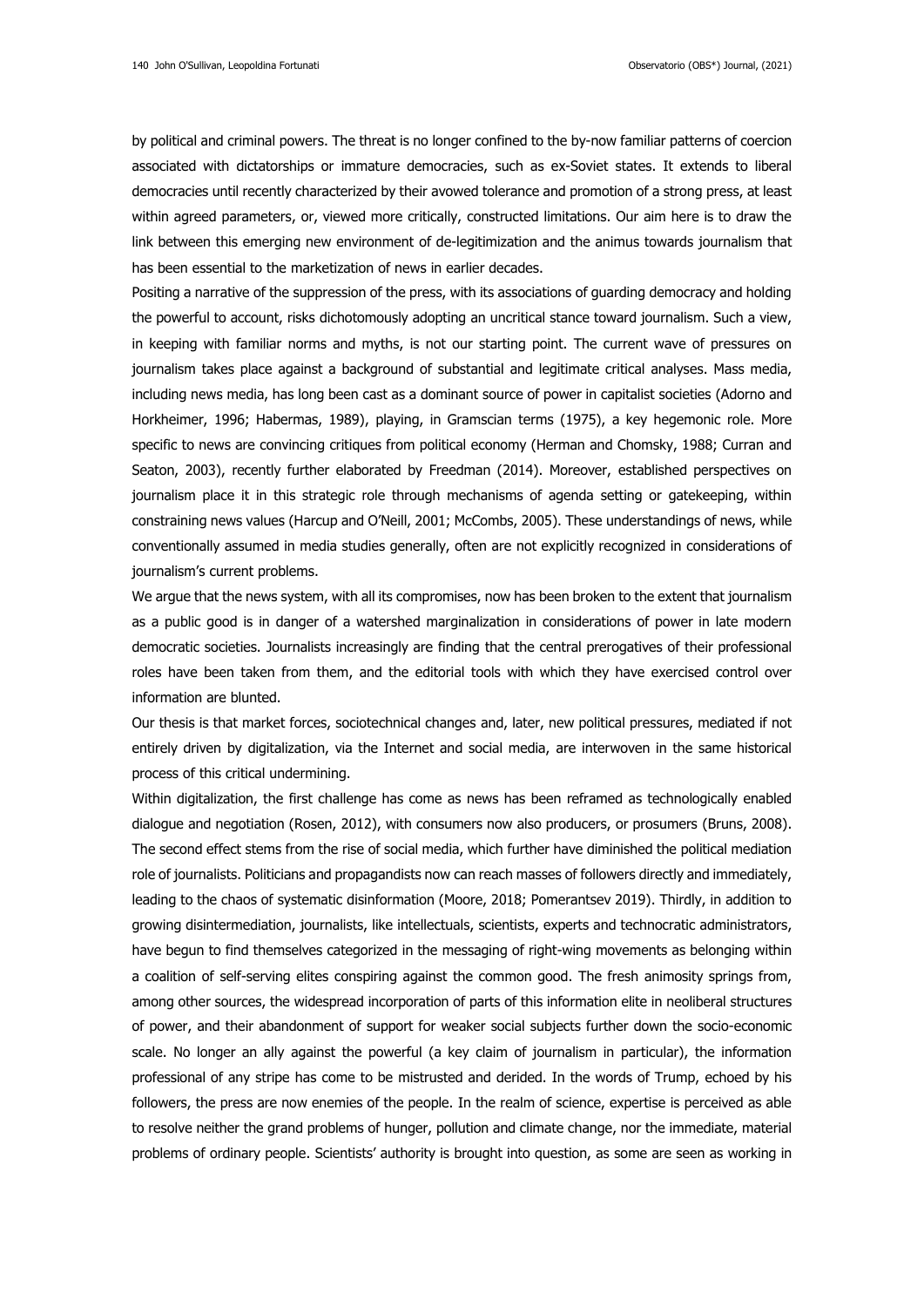by political and criminal powers. The threat is no longer confined to the by-now familiar patterns of coercion associated with dictatorships or immature democracies, such as ex-Soviet states. It extends to liberal democracies until recently characterized by their avowed tolerance and promotion of a strong press, at least within agreed parameters, or, viewed more critically, constructed limitations. Our aim here is to draw the link between this emerging new environment of de-legitimization and the animus towards journalism that has been essential to the marketization of news in earlier decades.

Positing a narrative of the suppression of the press, with its associations of guarding democracy and holding the powerful to account, risks dichotomously adopting an uncritical stance toward journalism. Such a view, in keeping with familiar norms and myths, is not our starting point. The current wave of pressures on journalism takes place against a background of substantial and legitimate critical analyses. Mass media, including news media, has long been cast as a dominant source of power in capitalist societies (Adorno and Horkheimer, 1996; Habermas, 1989), playing, in Gramscian terms (1975), a key hegemonic role. More specific to news are convincing critiques from political economy (Herman and Chomsky, 1988; Curran and Seaton, 2003), recently further elaborated by Freedman (2014). Moreover, established perspectives on journalism place it in this strategic role through mechanisms of agenda setting or gatekeeping, within constraining news values (Harcup and O'Neill, 2001; McCombs, 2005). These understandings of news, while conventionally assumed in media studies generally, often are not explicitly recognized in considerations of journalism's current problems.

We argue that the news system, with all its compromises, now has been broken to the extent that journalism as a public good is in danger of a watershed marginalization in considerations of power in late modern democratic societies. Journalists increasingly are finding that the central prerogatives of their professional roles have been taken from them, and the editorial tools with which they have exercised control over information are blunted.

Our thesis is that market forces, sociotechnical changes and, later, new political pressures, mediated if not entirely driven by digitalization, via the Internet and social media, are interwoven in the same historical process of this critical undermining.

Within digitalization, the first challenge has come as news has been reframed as technologically enabled dialogue and negotiation (Rosen, 2012), with consumers now also producers, or prosumers (Bruns, 2008). The second effect stems from the rise of social media, which further have diminished the political mediation role of journalists. Politicians and propagandists now can reach masses of followers directly and immediately, leading to the chaos of systematic disinformation (Moore, 2018; Pomerantsev 2019). Thirdly, in addition to growing disintermediation, journalists, like intellectuals, scientists, experts and technocratic administrators, have begun to find themselves categorized in the messaging of right-wing movements as belonging within a coalition of self-serving elites conspiring against the common good. The fresh animosity springs from, among other sources, the widespread incorporation of parts of this information elite in neoliberal structures of power, and their abandonment of support for weaker social subjects further down the socio-economic scale. No longer an ally against the powerful (a key claim of journalism in particular), the information professional of any stripe has come to be mistrusted and derided. In the words of Trump, echoed by his followers, the press are now enemies of the people. In the realm of science, expertise is perceived as able to resolve neither the grand problems of hunger, pollution and climate change, nor the immediate, material problems of ordinary people. Scientists' authority is brought into question, as some are seen as working in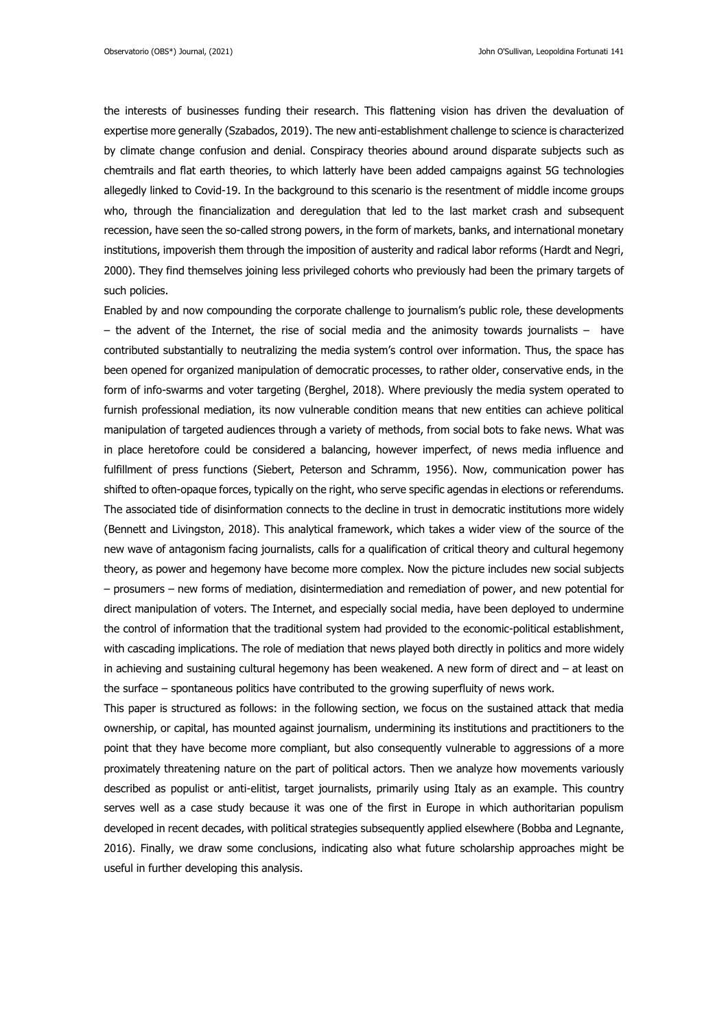the interests of businesses funding their research. This flattening vision has driven the devaluation of expertise more generally (Szabados, 2019). The new anti-establishment challenge to science is characterized by climate change confusion and denial. Conspiracy theories abound around disparate subjects such as chemtrails and flat earth theories, to which latterly have been added campaigns against 5G technologies allegedly linked to Covid-19. In the background to this scenario is the resentment of middle income groups who, through the financialization and deregulation that led to the last market crash and subsequent recession, have seen the so-called strong powers, in the form of markets, banks, and international monetary institutions, impoverish them through the imposition of austerity and radical labor reforms (Hardt and Negri, 2000). They find themselves joining less privileged cohorts who previously had been the primary targets of such policies.

Enabled by and now compounding the corporate challenge to journalism's public role, these developments – the advent of the Internet, the rise of social media and the animosity towards journalists – have contributed substantially to neutralizing the media system's control over information. Thus, the space has been opened for organized manipulation of democratic processes, to rather older, conservative ends, in the form of info-swarms and voter targeting (Berghel, 2018). Where previously the media system operated to furnish professional mediation, its now vulnerable condition means that new entities can achieve political manipulation of targeted audiences through a variety of methods, from social bots to fake news. What was in place heretofore could be considered a balancing, however imperfect, of news media influence and fulfillment of press functions (Siebert, Peterson and Schramm, 1956). Now, communication power has shifted to often-opaque forces, typically on the right, who serve specific agendas in elections or referendums. The associated tide of disinformation connects to the decline in trust in democratic institutions more widely (Bennett and Livingston, 2018). This analytical framework, which takes a wider view of the source of the new wave of antagonism facing journalists, calls for a qualification of critical theory and cultural hegemony theory, as power and hegemony have become more complex. Now the picture includes new social subjects – prosumers – new forms of mediation, disintermediation and remediation of power, and new potential for direct manipulation of voters. The Internet, and especially social media, have been deployed to undermine the control of information that the traditional system had provided to the economic-political establishment, with cascading implications. The role of mediation that news played both directly in politics and more widely in achieving and sustaining cultural hegemony has been weakened. A new form of direct and – at least on the surface – spontaneous politics have contributed to the growing superfluity of news work.

This paper is structured as follows: in the following section, we focus on the sustained attack that media ownership, or capital, has mounted against journalism, undermining its institutions and practitioners to the point that they have become more compliant, but also consequently vulnerable to aggressions of a more proximately threatening nature on the part of political actors. Then we analyze how movements variously described as populist or anti-elitist, target journalists, primarily using Italy as an example. This country serves well as a case study because it was one of the first in Europe in which authoritarian populism developed in recent decades, with political strategies subsequently applied elsewhere (Bobba and Legnante, 2016). Finally, we draw some conclusions, indicating also what future scholarship approaches might be useful in further developing this analysis.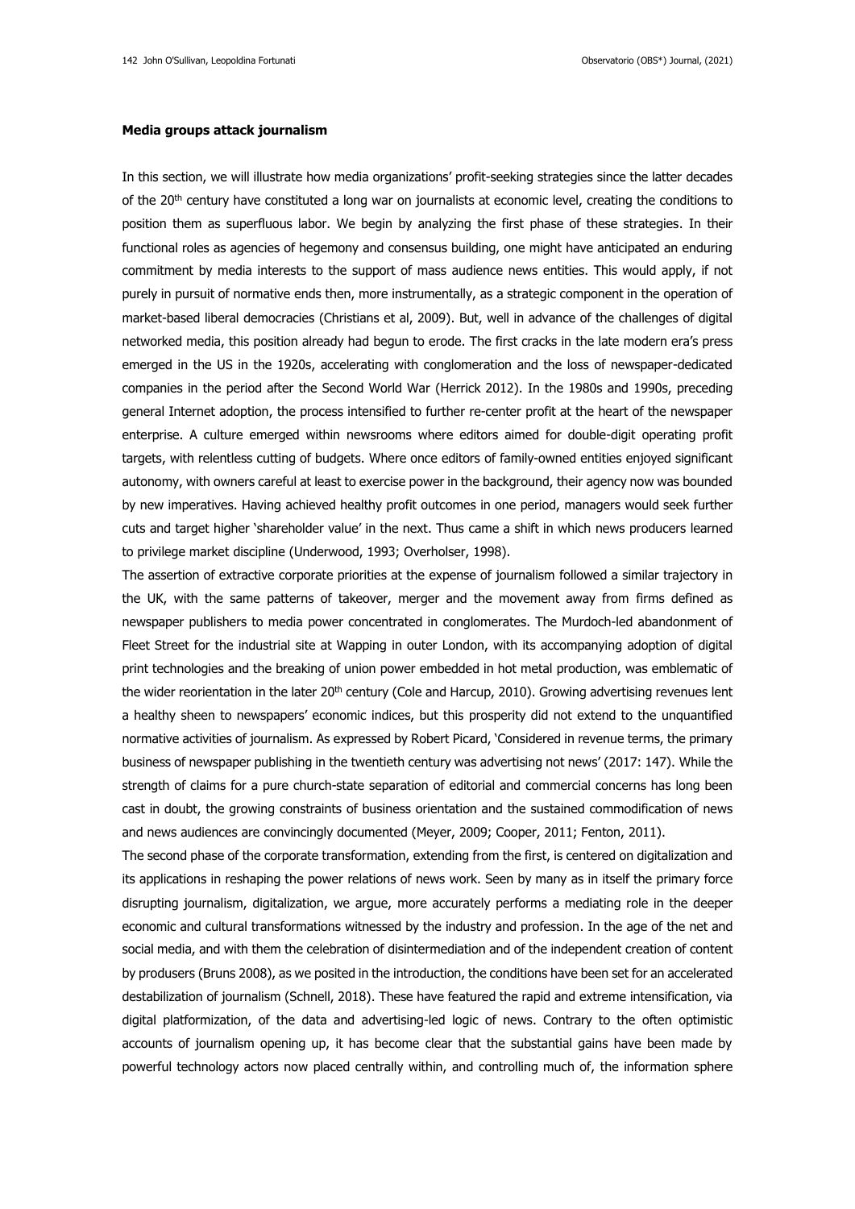**Media groups attack journalism**

In this section, we will illustrate how media organizations' profit-seeking strategies since the latter decades of the 20th century have constituted a long war on journalists at economic level, creating the conditions to position them as superfluous labor. We begin by analyzing the first phase of these strategies. In their functional roles as agencies of hegemony and consensus building, one might have anticipated an enduring commitment by media interests to the support of mass audience news entities. This would apply, if not purely in pursuit of normative ends then, more instrumentally, as a strategic component in the operation of market-based liberal democracies (Christians et al, 2009). But, well in advance of the challenges of digital networked media, this position already had begun to erode. The first cracks in the late modern era's press emerged in the US in the 1920s, accelerating with conglomeration and the loss of newspaper-dedicated companies in the period after the Second World War (Herrick 2012). In the 1980s and 1990s, preceding general Internet adoption, the process intensified to further re-center profit at the heart of the newspaper enterprise. A culture emerged within newsrooms where editors aimed for double-digit operating profit targets, with relentless cutting of budgets. Where once editors of family-owned entities enjoyed significant autonomy, with owners careful at least to exercise power in the background, their agency now was bounded by new imperatives. Having achieved healthy profit outcomes in one period, managers would seek further cuts and target higher 'shareholder value' in the next. Thus came a shift in which news producers learned to privilege market discipline (Underwood, 1993; Overholser, 1998).

The assertion of extractive corporate priorities at the expense of journalism followed a similar trajectory in the UK, with the same patterns of takeover, merger and the movement away from firms defined as newspaper publishers to media power concentrated in conglomerates. The Murdoch-led abandonment of Fleet Street for the industrial site at Wapping in outer London, with its accompanying adoption of digital print technologies and the breaking of union power embedded in hot metal production, was emblematic of the wider reorientation in the later 20th century (Cole and Harcup, 2010). Growing advertising revenues lent a healthy sheen to newspapers' economic indices, but this prosperity did not extend to the unquantified normative activities of journalism. As expressed by Robert Picard, 'Considered in revenue terms, the primary business of newspaper publishing in the twentieth century was advertising not news' (2017: 147). While the strength of claims for a pure church-state separation of editorial and commercial concerns has long been cast in doubt, the growing constraints of business orientation and the sustained commodification of news and news audiences are convincingly documented (Meyer, 2009; Cooper, 2011; Fenton, 2011).

The second phase of the corporate transformation, extending from the first, is centered on digitalization and its applications in reshaping the power relations of news work. Seen by many as in itself the primary force disrupting journalism, digitalization, we argue, more accurately performs a mediating role in the deeper economic and cultural transformations witnessed by the industry and profession. In the age of the net and social media, and with them the celebration of disintermediation and of the independent creation of content by produsers (Bruns 2008), as we posited in the introduction, the conditions have been set for an accelerated destabilization of journalism (Schnell, 2018). These have featured the rapid and extreme intensification, via digital platformization, of the data and advertising-led logic of news. Contrary to the often optimistic accounts of journalism opening up, it has become clear that the substantial gains have been made by powerful technology actors now placed centrally within, and controlling much of, the information sphere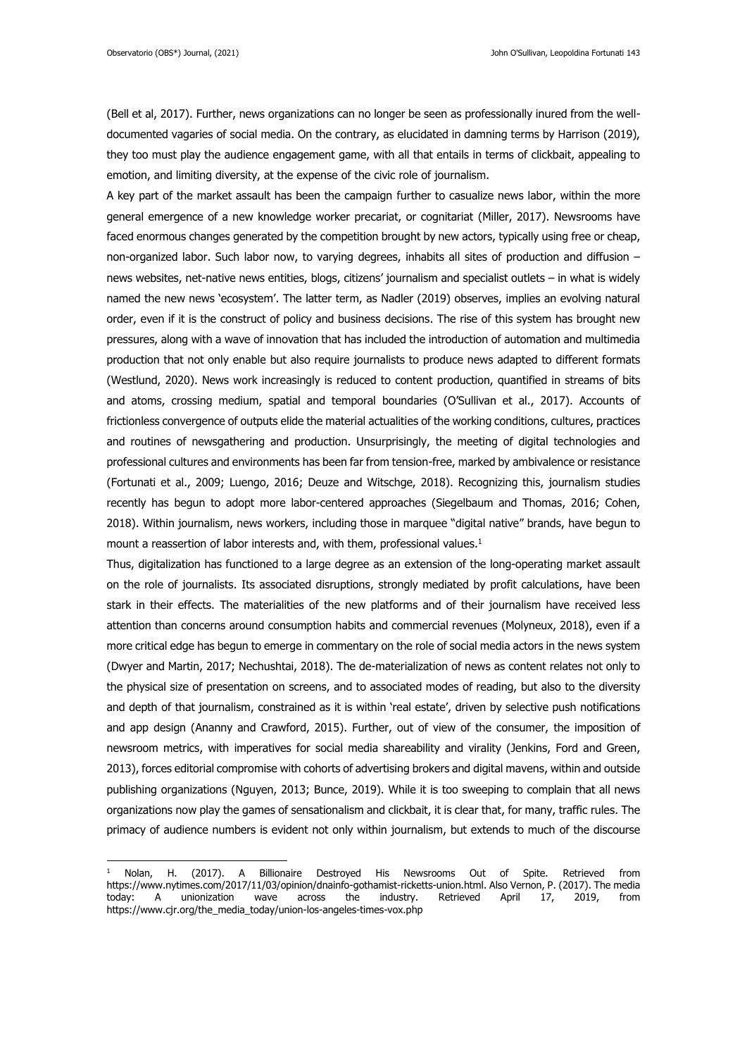(Bell et al, 2017). Further, news organizations can no longer be seen as professionally inured from the well-documented vagaries of social media. On the contrary, as elucidated in damning terms by Harrison (2019), they too must play the audience engagement game, with all that entails in terms of clickbait, appealing to emotion, and limiting diversity, at the expense of the civic role of journalism.

A key part of the market assault has been the campaign further to casualize news labor, within the more general emergence of a new knowledge worker precariat, or cognitariat (Miller, 2017). Newsrooms have faced enormous changes generated by the competition brought by new actors, typically using free or cheap, non-organized labor. Such labor now, to varying degrees, inhabits all sites of production and diffusion – news websites, net-native news entities, blogs, citizens' journalism and specialist outlets – in what is widely named the new news 'ecosystem'. The latter term, as Nadler (2019) observes, implies an evolving natural order, even if it is the construct of policy and business decisions. The rise of this system has brought new pressures, along with a wave of innovation that has included the introduction of automation and multimedia production that not only enable but also require journalists to produce news adapted to different formats (Westlund, 2020). News work increasingly is reduced to content production, quantified in streams of bits and atoms, crossing medium, spatial and temporal boundaries (O'Sullivan et al., 2017). Accounts of frictionless convergence of outputs elide the material actualities of the working conditions, cultures, practices and routines of newsgathering and production. Unsurprisingly, the meeting of digital technologies and professional cultures and environments has been far from tension-free, marked by ambivalence or resistance (Fortunati et al., 2009; Luengo, 2016; Deuze and Witschge, 2018). Recognizing this, journalism studies recently has begun to adopt more labor-centered approaches (Siegelbaum and Thomas, 2016; Cohen, 2018). Within journalism, news workers, including those in marquee "digital native" brands, have begun to mount a reassertion of labor interests and, with them, professional values.[1]

Thus, digitalization has functioned to a large degree as an extension of the long-operating market assault on the role of journalists. Its associated disruptions, strongly mediated by profit calculations, have been stark in their effects. The materialities of the new platforms and of their journalism have received less attention than concerns around consumption habits and commercial revenues (Molyneux, 2018), even if a more critical edge has begun to emerge in commentary on the role of social media actors in the news system (Dwyer and Martin, 2017; Nechushtai, 2018). The de-materialization of news as content relates not only to the physical size of presentation on screens, and to associated modes of reading, but also to the diversity and depth of that journalism, constrained as it is within 'real estate', driven by selective push notifications and app design (Ananny and Crawford, 2015). Further, out of view of the consumer, the imposition of newsroom metrics, with imperatives for social media shareability and virality (Jenkins, Ford and Green, 2013), forces editorial compromise with cohorts of advertising brokers and digital mavens, within and outside publishing organizations (Nguyen, 2013; Bunce, 2019). While it is too sweeping to complain that all news organizations now play the games of sensationalism and clickbait, it is clear that, for many, traffic rules. The primacy of audience numbers is evident not only within journalism, but extends to much of the discourse

[1] Nolan, H. (2017). A Billionaire Destroyed His Newsrooms Out of Spite. Retrieved from https://www.nytimes.com/2017/11/03/opinion/dnainfo-gothamist-ricketts-union.html. Also Vernon, P. (2017). The media today: A unionization wave across the industry. Retrieved April 17, 2019, from https://www.cjr.org/the_media_today/union-los-angeles-times-vox.php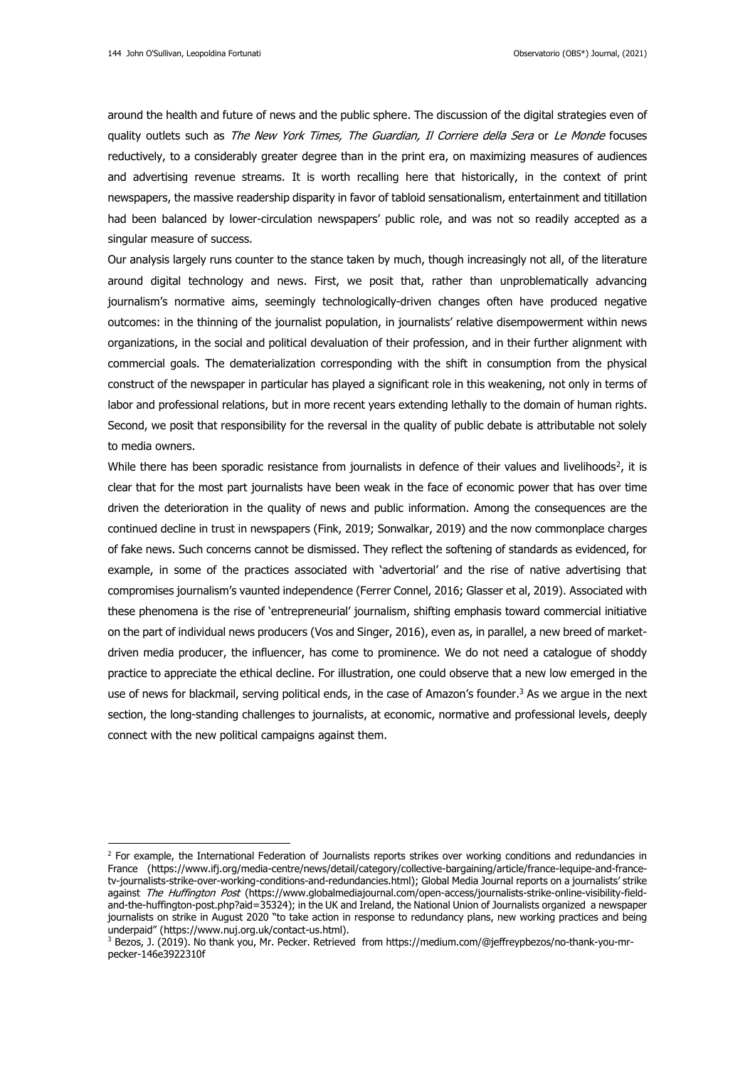around the health and future of news and the public sphere. The discussion of the digital strategies even of quality outlets such as *The New York Times, The Guardian, Il Corriere della Sera* or *Le Monde* focuses reductively, to a considerably greater degree than in the print era, on maximizing measures of audiences and advertising revenue streams. It is worth recalling here that historically, in the context of print newspapers, the massive readership disparity in favor of tabloid sensationalism, entertainment and titillation had been balanced by lower-circulation newspapers' public role, and was not so readily accepted as a singular measure of success.

Our analysis largely runs counter to the stance taken by much, though increasingly not all, of the literature around digital technology and news. First, we posit that, rather than unproblematically advancing journalism's normative aims, seemingly technologically-driven changes often have produced negative outcomes: in the thinning of the journalist population, in journalists' relative disempowerment within news organizations, in the social and political devaluation of their profession, and in their further alignment with commercial goals. The dematerialization corresponding with the shift in consumption from the physical construct of the newspaper in particular has played a significant role in this weakening, not only in terms of labor and professional relations, but in more recent years extending lethally to the domain of human rights. Second, we posit that responsibility for the reversal in the quality of public debate is attributable not solely to media owners.

While there has been sporadic resistance from journalists in defence of their values and livelihoods[2], it is clear that for the most part journalists have been weak in the face of economic power that has over time driven the deterioration in the quality of news and public information. Among the consequences are the continued decline in trust in newspapers (Fink, 2019; Sonwalkar, 2019) and the now commonplace charges of fake news. Such concerns cannot be dismissed. They reflect the softening of standards as evidenced, for example, in some of the practices associated with 'advertorial' and the rise of native advertising that compromises journalism's vaunted independence (Ferrer Connel, 2016; Glasser et al, 2019). Associated with these phenomena is the rise of 'entrepreneurial' journalism, shifting emphasis toward commercial initiative on the part of individual news producers (Vos and Singer, 2016), even as, in parallel, a new breed of market-driven media producer, the influencer, has come to prominence. We do not need a catalogue of shoddy practice to appreciate the ethical decline. For illustration, one could observe that a new low emerged in the use of news for blackmail, serving political ends, in the case of Amazon's founder.[3] As we argue in the next section, the long-standing challenges to journalists, at economic, normative and professional levels, deeply connect with the new political campaigns against them.

---

[2] For example, the International Federation of Journalists reports strikes over working conditions and redundancies in France (https://www.ifj.org/media-centre/news/detail/category/collective-bargaining/article/france-lequipe-and-france-tv-journalists-strike-over-working-conditions-and-redundancies.html); Global Media Journal reports on a journalists' strike against *The Huffington Post* (https://www.globalmediajournal.com/open-access/journalists-strike-online-visibility-field-and-the-huffington-post.php?aid=35324); in the UK and Ireland, the National Union of Journalists organized a newspaper journalists on strike in August 2020 "to take action in response to redundancy plans, new working practices and being underpaid" (https://www.nuj.org.uk/contact-us.html).

[3] Bezos, J. (2019). No thank you, Mr. Pecker. Retrieved from https://medium.com/@jeffreypbezos/no-thank-you-mr-pecker-146e3922310f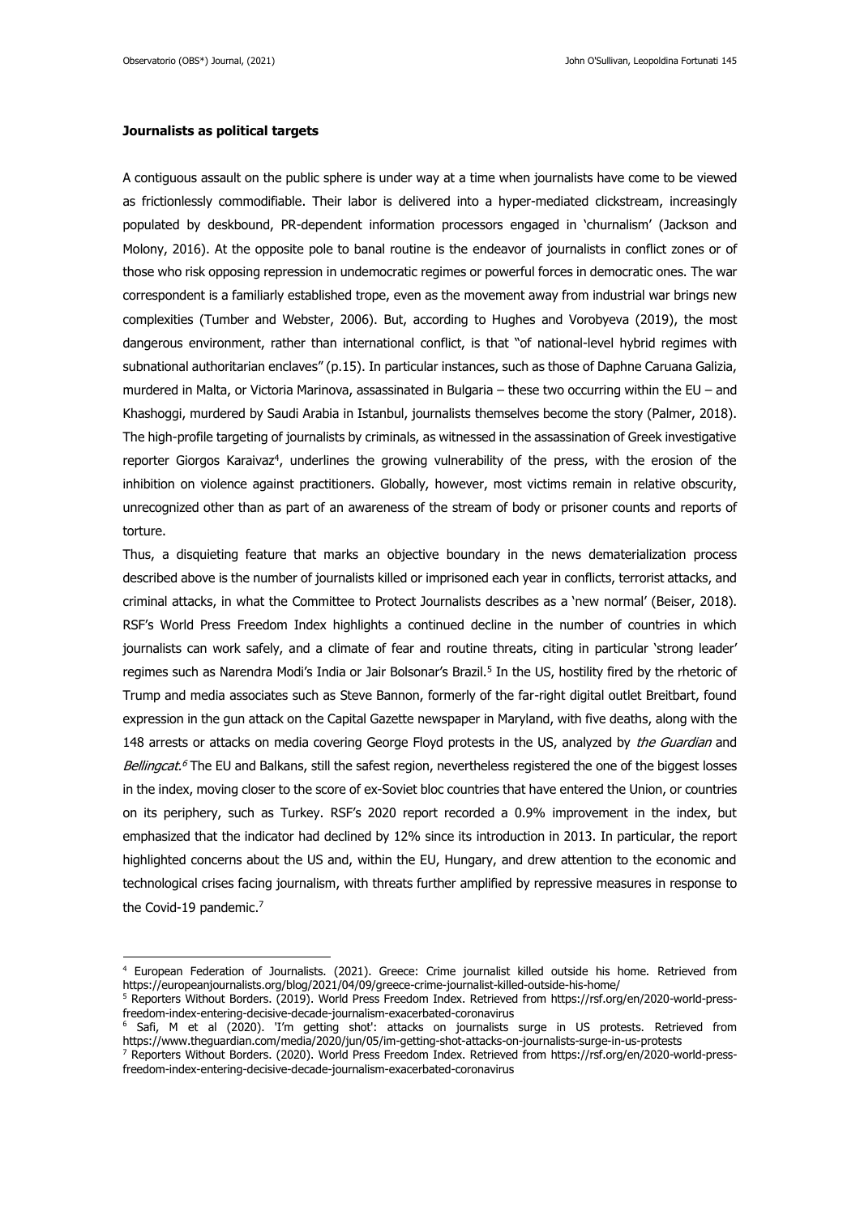**Journalists as political targets**

A contiguous assault on the public sphere is under way at a time when journalists have come to be viewed as frictionlessly commodifiable. Their labor is delivered into a hyper-mediated clickstream, increasingly populated by deskbound, PR-dependent information processors engaged in 'churnalism' (Jackson and Molony, 2016). At the opposite pole to banal routine is the endeavor of journalists in conflict zones or of those who risk opposing repression in undemocratic regimes or powerful forces in democratic ones. The war correspondent is a familiarly established trope, even as the movement away from industrial war brings new complexities (Tumber and Webster, 2006). But, according to Hughes and Vorobyeva (2019), the most dangerous environment, rather than international conflict, is that "of national-level hybrid regimes with subnational authoritarian enclaves" (p.15). In particular instances, such as those of Daphne Caruana Galizia, murdered in Malta, or Victoria Marinova, assassinated in Bulgaria – these two occurring within the EU – and Khashoggi, murdered by Saudi Arabia in Istanbul, journalists themselves become the story (Palmer, 2018). The high-profile targeting of journalists by criminals, as witnessed in the assassination of Greek investigative reporter Giorgos Karaivaz[4], underlines the growing vulnerability of the press, with the erosion of the inhibition on violence against practitioners. Globally, however, most victims remain in relative obscurity, unrecognized other than as part of an awareness of the stream of body or prisoner counts and reports of torture.

Thus, a disquieting feature that marks an objective boundary in the news dematerialization process described above is the number of journalists killed or imprisoned each year in conflicts, terrorist attacks, and criminal attacks, in what the Committee to Protect Journalists describes as a 'new normal' (Beiser, 2018). RSF's World Press Freedom Index highlights a continued decline in the number of countries in which journalists can work safely, and a climate of fear and routine threats, citing in particular 'strong leader' regimes such as Narendra Modi's India or Jair Bolsonar's Brazil.[5] In the US, hostility fired by the rhetoric of Trump and media associates such as Steve Bannon, formerly of the far-right digital outlet Breitbart, found expression in the gun attack on the Capital Gazette newspaper in Maryland, with five deaths, along with the 148 arrests or attacks on media covering George Floyd protests in the US, analyzed by *the Guardian* and *Bellingcat*.[6] The EU and Balkans, still the safest region, nevertheless registered the one of the biggest losses in the index, moving closer to the score of ex-Soviet bloc countries that have entered the Union, or countries on its periphery, such as Turkey. RSF's 2020 report recorded a 0.9% improvement in the index, but emphasized that the indicator had declined by 12% since its introduction in 2013. In particular, the report highlighted concerns about the US and, within the EU, Hungary, and drew attention to the economic and technological crises facing journalism, with threats further amplified by repressive measures in response to the Covid-19 pandemic.[7]

---

[4] European Federation of Journalists. (2021). Greece: Crime journalist killed outside his home. Retrieved from https://europeanjournalists.org/blog/2021/04/09/greece-crime-journalist-killed-outside-his-home/

[5] Reporters Without Borders. (2019). World Press Freedom Index. Retrieved from https://rsf.org/en/2020-world-press-freedom-index-entering-decisive-decade-journalism-exacerbated-coronavirus

[6] Safi, M et al (2020). 'I'm getting shot': attacks on journalists surge in US protests. Retrieved from https://www.theguardian.com/media/2020/jun/05/im-getting-shot-attacks-on-journalists-surge-in-us-protests

[7] Reporters Without Borders. (2020). World Press Freedom Index. Retrieved from https://rsf.org/en/2020-world-press-freedom-index-entering-decisive-decade-journalism-exacerbated-coronavirus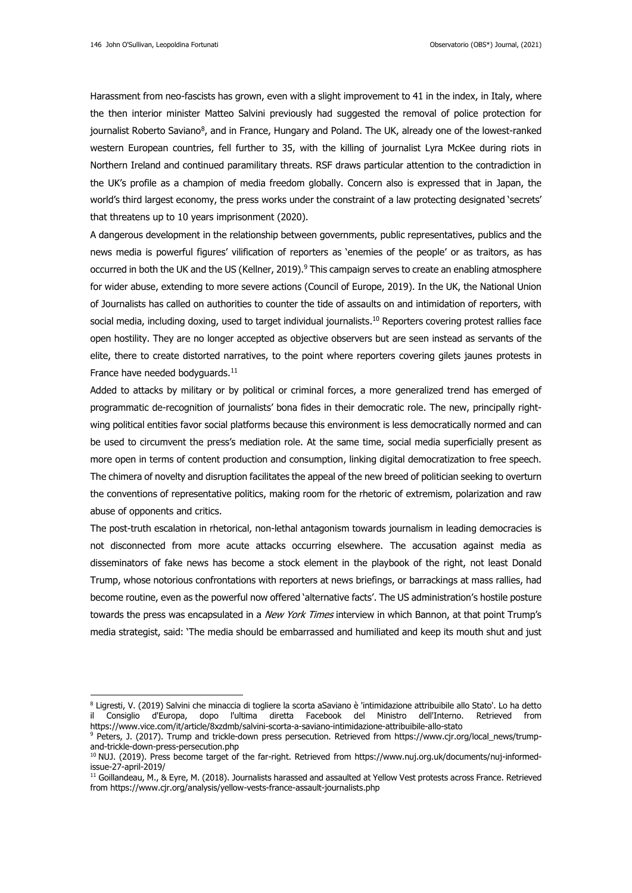Harassment from neo-fascists has grown, even with a slight improvement to 41 in the index, in Italy, where the then interior minister Matteo Salvini previously had suggested the removal of police protection for journalist Roberto Saviano[8], and in France, Hungary and Poland. The UK, already one of the lowest-ranked western European countries, fell further to 35, with the killing of journalist Lyra McKee during riots in Northern Ireland and continued paramilitary threats. RSF draws particular attention to the contradiction in the UK's profile as a champion of media freedom globally. Concern also is expressed that in Japan, the world's third largest economy, the press works under the constraint of a law protecting designated 'secrets' that threatens up to 10 years imprisonment (2020).

A dangerous development in the relationship between governments, public representatives, publics and the news media is powerful figures' vilification of reporters as 'enemies of the people' or as traitors, as has occurred in both the UK and the US (Kellner, 2019).[9] This campaign serves to create an enabling atmosphere for wider abuse, extending to more severe actions (Council of Europe, 2019). In the UK, the National Union of Journalists has called on authorities to counter the tide of assaults on and intimidation of reporters, with social media, including doxing, used to target individual journalists.[10] Reporters covering protest rallies face open hostility. They are no longer accepted as objective observers but are seen instead as servants of the elite, there to create distorted narratives, to the point where reporters covering gilets jaunes protests in France have needed bodyguards.[11]

Added to attacks by military or by political or criminal forces, a more generalized trend has emerged of programmatic de-recognition of journalists' bona fides in their democratic role. The new, principally right-wing political entities favor social platforms because this environment is less democratically normed and can be used to circumvent the press's mediation role. At the same time, social media superficially present as more open in terms of content production and consumption, linking digital democratization to free speech. The chimera of novelty and disruption facilitates the appeal of the new breed of politician seeking to overturn the conventions of representative politics, making room for the rhetoric of extremism, polarization and raw abuse of opponents and critics.

The post-truth escalation in rhetorical, non-lethal antagonism towards journalism in leading democracies is not disconnected from more acute attacks occurring elsewhere. The accusation against media as disseminators of fake news has become a stock element in the playbook of the right, not least Donald Trump, whose notorious confrontations with reporters at news briefings, or barrackings at mass rallies, had become routine, even as the powerful now offered 'alternative facts'. The US administration's hostile posture towards the press was encapsulated in a *New York Times* interview in which Bannon, at that point Trump's media strategist, said: 'The media should be embarrassed and humiliated and keep its mouth shut and just

---

[8] Ligresti, V. (2019) Salvini che minaccia di togliere la scorta aSaviano è 'intimidazione attribuibile allo Stato'. Lo ha detto il Consiglio d'Europa, dopo l'ultima diretta Facebook del Ministro dell'Interno. Retrieved from https://www.vice.com/it/article/8xzdmb/salvini-scorta-a-saviano-intimidazione-attribuibile-allo-stato

[9] Peters, J. (2017). Trump and trickle-down press persecution. Retrieved from https://www.cjr.org/local_news/trump-and-trickle-down-press-persecution.php

[10] NUJ. (2019). Press become target of the far-right. Retrieved from https://www.nuj.org.uk/documents/nuj-informed-issue-27-april-2019/

[11] Goillandeau, M., & Eyre, M. (2018). Journalists harassed and assaulted at Yellow Vest protests across France. Retrieved from https://www.cjr.org/analysis/yellow-vests-france-assault-journalists.php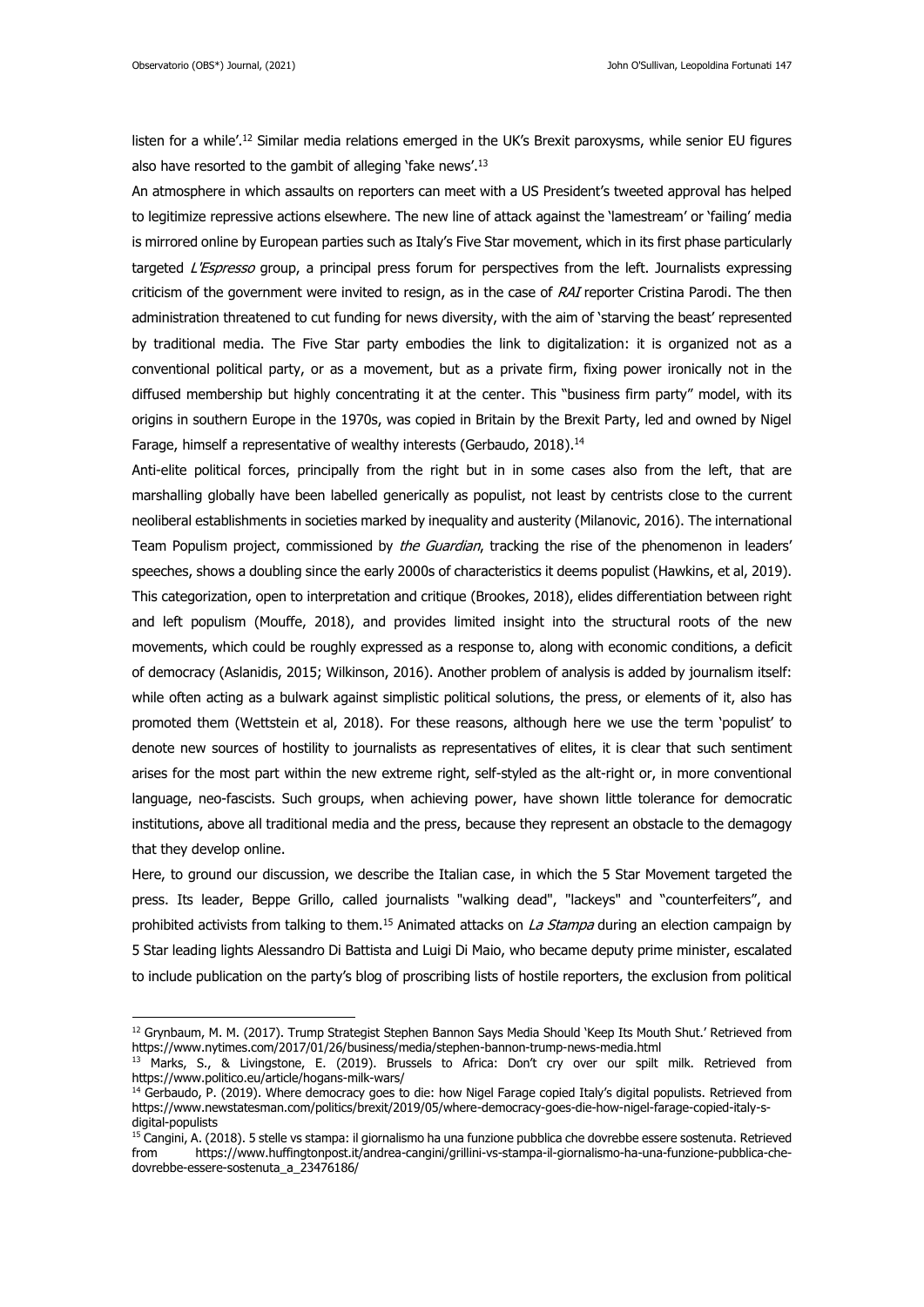listen for a while'.[12] Similar media relations emerged in the UK's Brexit paroxysms, while senior EU figures also have resorted to the gambit of alleging 'fake news'.[13]

An atmosphere in which assaults on reporters can meet with a US President's tweeted approval has helped to legitimize repressive actions elsewhere. The new line of attack against the 'lamestream' or 'failing' media is mirrored online by European parties such as Italy's Five Star movement, which in its first phase particularly targeted *L'Espresso* group, a principal press forum for perspectives from the left. Journalists expressing criticism of the government were invited to resign, as in the case of *RAI* reporter Cristina Parodi. The then administration threatened to cut funding for news diversity, with the aim of 'starving the beast' represented by traditional media. The Five Star party embodies the link to digitalization: it is organized not as a conventional political party, or as a movement, but as a private firm, fixing power ironically not in the diffused membership but highly concentrating it at the center. This "business firm party" model, with its origins in southern Europe in the 1970s, was copied in Britain by the Brexit Party, led and owned by Nigel Farage, himself a representative of wealthy interests (Gerbaudo, 2018).[14]

Anti-elite political forces, principally from the right but in in some cases also from the left, that are marshalling globally have been labelled generically as populist, not least by centrists close to the current neoliberal establishments in societies marked by inequality and austerity (Milanovic, 2016). The international Team Populism project, commissioned by *the Guardian*, tracking the rise of the phenomenon in leaders' speeches, shows a doubling since the early 2000s of characteristics it deems populist (Hawkins, et al, 2019). This categorization, open to interpretation and critique (Brookes, 2018), elides differentiation between right and left populism (Mouffe, 2018), and provides limited insight into the structural roots of the new movements, which could be roughly expressed as a response to, along with economic conditions, a deficit of democracy (Aslanidis, 2015; Wilkinson, 2016). Another problem of analysis is added by journalism itself: while often acting as a bulwark against simplistic political solutions, the press, or elements of it, also has promoted them (Wettstein et al, 2018). For these reasons, although here we use the term 'populist' to denote new sources of hostility to journalists as representatives of elites, it is clear that such sentiment arises for the most part within the new extreme right, self-styled as the alt-right or, in more conventional language, neo-fascists. Such groups, when achieving power, have shown little tolerance for democratic institutions, above all traditional media and the press, because they represent an obstacle to the demagogy that they develop online.

Here, to ground our discussion, we describe the Italian case, in which the 5 Star Movement targeted the press. Its leader, Beppe Grillo, called journalists "walking dead", "lackeys" and "counterfeiters", and prohibited activists from talking to them.[15] Animated attacks on *La Stampa* during an election campaign by 5 Star leading lights Alessandro Di Battista and Luigi Di Maio, who became deputy prime minister, escalated to include publication on the party's blog of proscribing lists of hostile reporters, the exclusion from political

---

[12] Grynbaum, M. M. (2017). Trump Strategist Stephen Bannon Says Media Should 'Keep Its Mouth Shut.' Retrieved from https://www.nytimes.com/2017/01/26/business/media/stephen-bannon-trump-news-media.html

[13] Marks, S., & Livingstone, E. (2019). Brussels to Africa: Don't cry over our spilt milk. Retrieved from https://www.politico.eu/article/hogans-milk-wars/

[14] Gerbaudo, P. (2019). Where democracy goes to die: how Nigel Farage copied Italy's digital populists. Retrieved from https://www.newstatesman.com/politics/brexit/2019/05/where-democracy-goes-die-how-nigel-farage-copied-italy-s-digital-populists

[15] Cangini, A. (2018). 5 stelle vs stampa: il giornalismo ha una funzione pubblica che dovrebbe essere sostenuta. Retrieved from https://www.huffingtonpost.it/andrea-cangini/grillini-vs-stampa-il-giornalismo-ha-una-funzione-pubblica-che-dovrebbe-essere-sostenuta_a_23476186/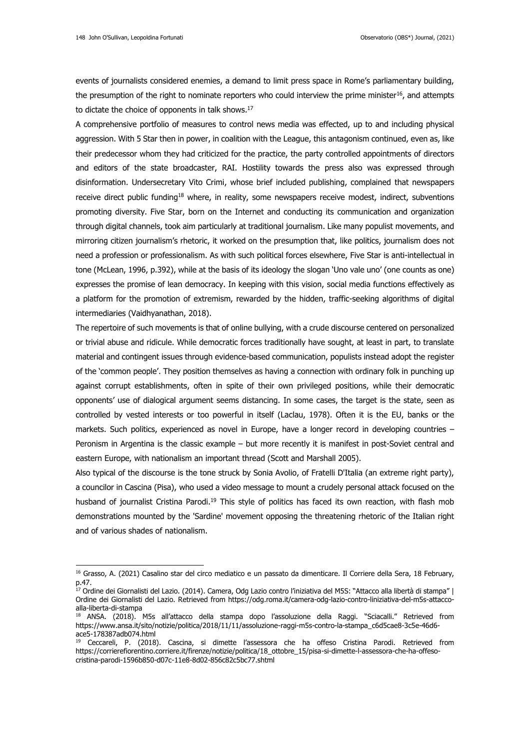events of journalists considered enemies, a demand to limit press space in Rome's parliamentary building, the presumption of the right to nominate reporters who could interview the prime minister[16], and attempts to dictate the choice of opponents in talk shows.[17]

A comprehensive portfolio of measures to control news media was effected, up to and including physical aggression. With 5 Star then in power, in coalition with the League, this antagonism continued, even as, like their predecessor whom they had criticized for the practice, the party controlled appointments of directors and editors of the state broadcaster, RAI. Hostility towards the press also was expressed through disinformation. Undersecretary Vito Crimi, whose brief included publishing, complained that newspapers receive direct public funding[18] where, in reality, some newspapers receive modest, indirect, subventions promoting diversity. Five Star, born on the Internet and conducting its communication and organization through digital channels, took aim particularly at traditional journalism. Like many populist movements, and mirroring citizen journalism's rhetoric, it worked on the presumption that, like politics, journalism does not need a profession or professionalism. As with such political forces elsewhere, Five Star is anti-intellectual in tone (McLean, 1996, p.392), while at the basis of its ideology the slogan 'Uno vale uno' (one counts as one) expresses the promise of lean democracy. In keeping with this vision, social media functions effectively as a platform for the promotion of extremism, rewarded by the hidden, traffic-seeking algorithms of digital intermediaries (Vaidhyanathan, 2018).

The repertoire of such movements is that of online bullying, with a crude discourse centered on personalized or trivial abuse and ridicule. While democratic forces traditionally have sought, at least in part, to translate material and contingent issues through evidence-based communication, populists instead adopt the register of the 'common people'. They position themselves as having a connection with ordinary folk in punching up against corrupt establishments, often in spite of their own privileged positions, while their democratic opponents' use of dialogical argument seems distancing. In some cases, the target is the state, seen as controlled by vested interests or too powerful in itself (Laclau, 1978). Often it is the EU, banks or the markets. Such politics, experienced as novel in Europe, have a longer record in developing countries – Peronism in Argentina is the classic example – but more recently it is manifest in post-Soviet central and eastern Europe, with nationalism an important thread (Scott and Marshall 2005).

Also typical of the discourse is the tone struck by Sonia Avolio, of Fratelli D'Italia (an extreme right party), a councilor in Cascina (Pisa), who used a video message to mount a crudely personal attack focused on the husband of journalist Cristina Parodi.[19] This style of politics has faced its own reaction, with flash mob demonstrations mounted by the 'Sardine' movement opposing the threatening rhetoric of the Italian right and of various shades of nationalism.

---

[16] Grasso, A. (2021) Casalino star del circo mediatico e un passato da dimenticare. Il Corriere della Sera, 18 February, p.47.

[17] Ordine dei Giornalisti del Lazio. (2014). Camera, Odg Lazio contro l'iniziativa del M5S: "Attacco alla libertà di stampa" | Ordine dei Giornalisti del Lazio. Retrieved from https://odg.roma.it/camera-odg-lazio-contro-liniziativa-del-m5s-attacco-alla-liberta-di-stampa

[18] ANSA. (2018). M5s all'attacco della stampa dopo l'assoluzione della Raggi. "Sciacalli." Retrieved from https://www.ansa.it/sito/notizie/politica/2018/11/11/assoluzione-raggi-m5s-contro-la-stampa_c6d5cae8-3c5e-46d6-ace5-178387adb074.html

[19] Ceccareli, P. (2018). Cascina, si dimette l'assessora che ha offeso Cristina Parodi. Retrieved from https://corrierefiorentino.corriere.it/firenze/notizie/politica/18_ottobre_15/pisa-si-dimette-l-assessora-che-ha-offeso-cristina-parodi-1596b850-d07c-11e8-8d02-856c82c5bc77.shtml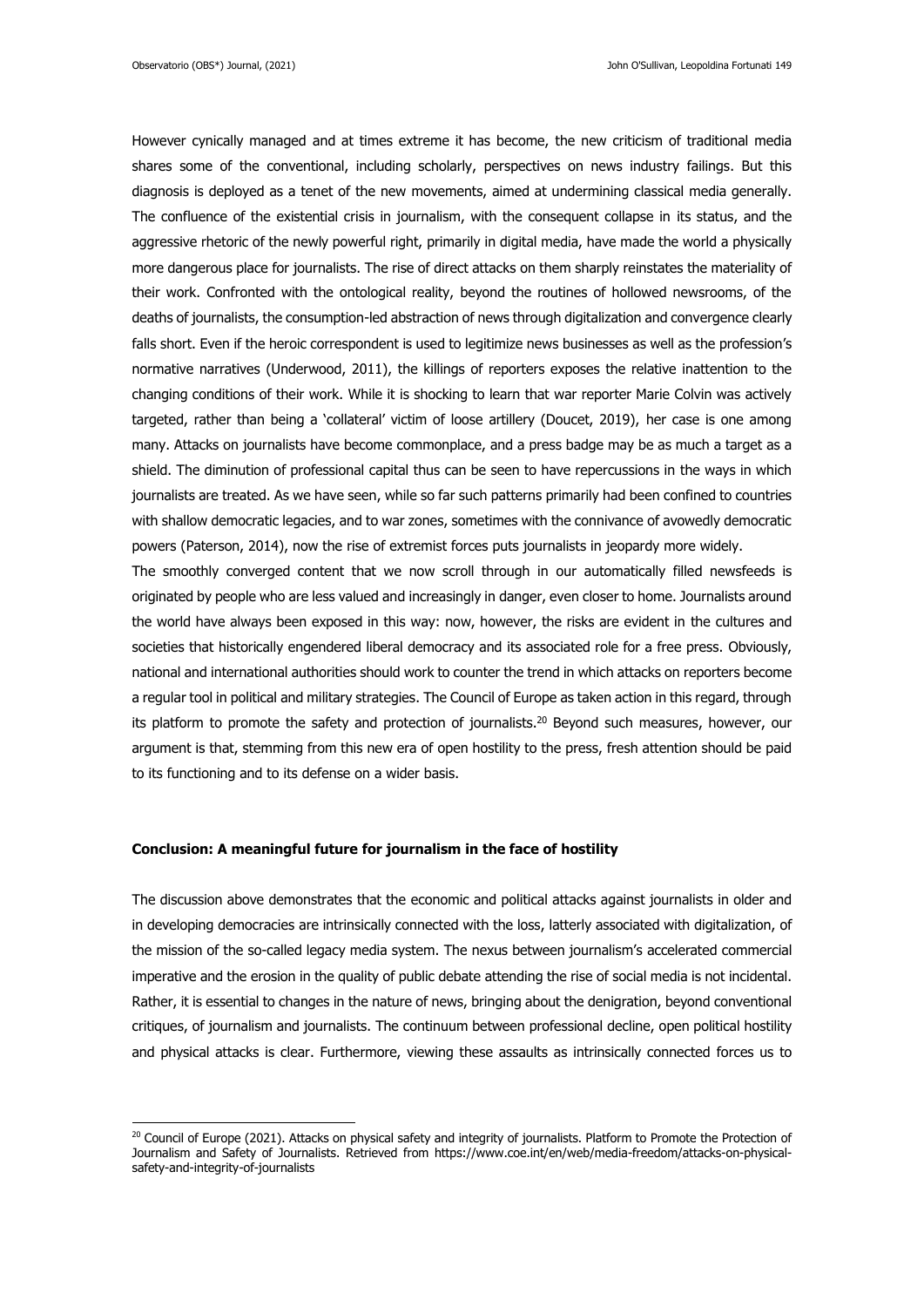However cynically managed and at times extreme it has become, the new criticism of traditional media shares some of the conventional, including scholarly, perspectives on news industry failings. But this diagnosis is deployed as a tenet of the new movements, aimed at undermining classical media generally. The confluence of the existential crisis in journalism, with the consequent collapse in its status, and the aggressive rhetoric of the newly powerful right, primarily in digital media, have made the world a physically more dangerous place for journalists. The rise of direct attacks on them sharply reinstates the materiality of their work. Confronted with the ontological reality, beyond the routines of hollowed newsrooms, of the deaths of journalists, the consumption-led abstraction of news through digitalization and convergence clearly falls short. Even if the heroic correspondent is used to legitimize news businesses as well as the profession's normative narratives (Underwood, 2011), the killings of reporters exposes the relative inattention to the changing conditions of their work. While it is shocking to learn that war reporter Marie Colvin was actively targeted, rather than being a 'collateral' victim of loose artillery (Doucet, 2019), her case is one among many. Attacks on journalists have become commonplace, and a press badge may be as much a target as a shield. The diminution of professional capital thus can be seen to have repercussions in the ways in which journalists are treated. As we have seen, while so far such patterns primarily had been confined to countries with shallow democratic legacies, and to war zones, sometimes with the connivance of avowedly democratic powers (Paterson, 2014), now the rise of extremist forces puts journalists in jeopardy more widely.

The smoothly converged content that we now scroll through in our automatically filled newsfeeds is originated by people who are less valued and increasingly in danger, even closer to home. Journalists around the world have always been exposed in this way: now, however, the risks are evident in the cultures and societies that historically engendered liberal democracy and its associated role for a free press. Obviously, national and international authorities should work to counter the trend in which attacks on reporters become a regular tool in political and military strategies. The Council of Europe as taken action in this regard, through its platform to promote the safety and protection of journalists.[20] Beyond such measures, however, our argument is that, stemming from this new era of open hostility to the press, fresh attention should be paid to its functioning and to its defense on a wider basis.

## Conclusion: A meaningful future for journalism in the face of hostility

The discussion above demonstrates that the economic and political attacks against journalists in older and in developing democracies are intrinsically connected with the loss, latterly associated with digitalization, of the mission of the so-called legacy media system. The nexus between journalism's accelerated commercial imperative and the erosion in the quality of public debate attending the rise of social media is not incidental. Rather, it is essential to changes in the nature of news, bringing about the denigration, beyond conventional critiques, of journalism and journalists. The continuum between professional decline, open political hostility and physical attacks is clear. Furthermore, viewing these assaults as intrinsically connected forces us to

[20] Council of Europe (2021). Attacks on physical safety and integrity of journalists. Platform to Promote the Protection of Journalism and Safety of Journalists. Retrieved from https://www.coe.int/en/web/media-freedom/attacks-on-physical-safety-and-integrity-of-journalists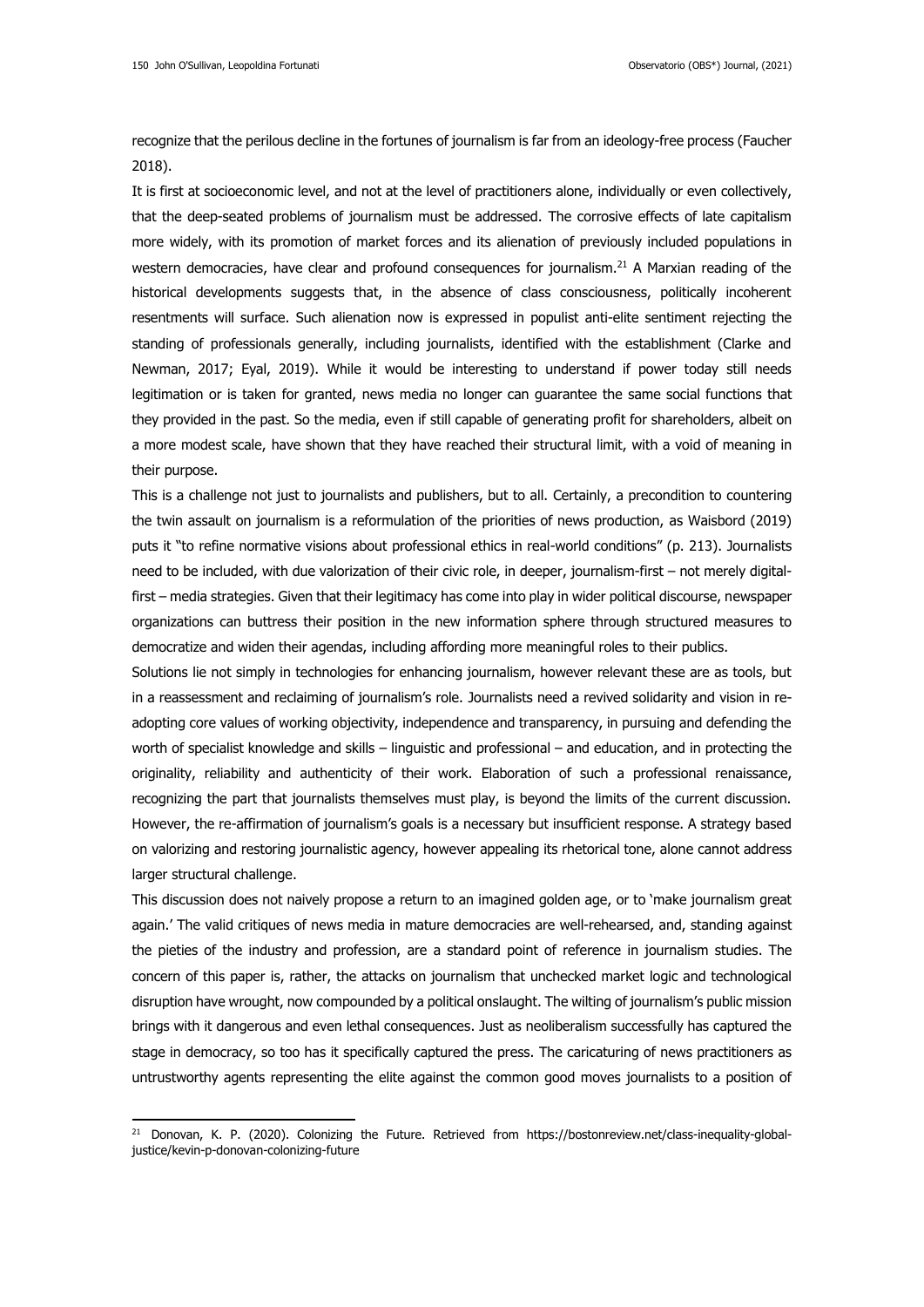recognize that the perilous decline in the fortunes of journalism is far from an ideology-free process (Faucher 2018).

It is first at socioeconomic level, and not at the level of practitioners alone, individually or even collectively, that the deep-seated problems of journalism must be addressed. The corrosive effects of late capitalism more widely, with its promotion of market forces and its alienation of previously included populations in western democracies, have clear and profound consequences for journalism.[21] A Marxian reading of the historical developments suggests that, in the absence of class consciousness, politically incoherent resentments will surface. Such alienation now is expressed in populist anti-elite sentiment rejecting the standing of professionals generally, including journalists, identified with the establishment (Clarke and Newman, 2017; Eyal, 2019). While it would be interesting to understand if power today still needs legitimation or is taken for granted, news media no longer can guarantee the same social functions that they provided in the past. So the media, even if still capable of generating profit for shareholders, albeit on a more modest scale, have shown that they have reached their structural limit, with a void of meaning in their purpose.

This is a challenge not just to journalists and publishers, but to all. Certainly, a precondition to countering the twin assault on journalism is a reformulation of the priorities of news production, as Waisbord (2019) puts it "to refine normative visions about professional ethics in real-world conditions" (p. 213). Journalists need to be included, with due valorization of their civic role, in deeper, journalism-first – not merely digital-first – media strategies. Given that their legitimacy has come into play in wider political discourse, newspaper organizations can buttress their position in the new information sphere through structured measures to democratize and widen their agendas, including affording more meaningful roles to their publics.

Solutions lie not simply in technologies for enhancing journalism, however relevant these are as tools, but in a reassessment and reclaiming of journalism's role. Journalists need a revived solidarity and vision in re-adopting core values of working objectivity, independence and transparency, in pursuing and defending the worth of specialist knowledge and skills – linguistic and professional – and education, and in protecting the originality, reliability and authenticity of their work. Elaboration of such a professional renaissance, recognizing the part that journalists themselves must play, is beyond the limits of the current discussion. However, the re-affirmation of journalism's goals is a necessary but insufficient response. A strategy based on valorizing and restoring journalistic agency, however appealing its rhetorical tone, alone cannot address larger structural challenge.

This discussion does not naively propose a return to an imagined golden age, or to 'make journalism great again.' The valid critiques of news media in mature democracies are well-rehearsed, and, standing against the pieties of the industry and profession, are a standard point of reference in journalism studies. The concern of this paper is, rather, the attacks on journalism that unchecked market logic and technological disruption have wrought, now compounded by a political onslaught. The wilting of journalism's public mission brings with it dangerous and even lethal consequences. Just as neoliberalism successfully has captured the stage in democracy, so too has it specifically captured the press. The caricaturing of news practitioners as untrustworthy agents representing the elite against the common good moves journalists to a position of

---

[21] Donovan, K. P. (2020). Colonizing the Future. Retrieved from https://bostonreview.net/class-inequality-global-justice/kevin-p-donovan-colonizing-future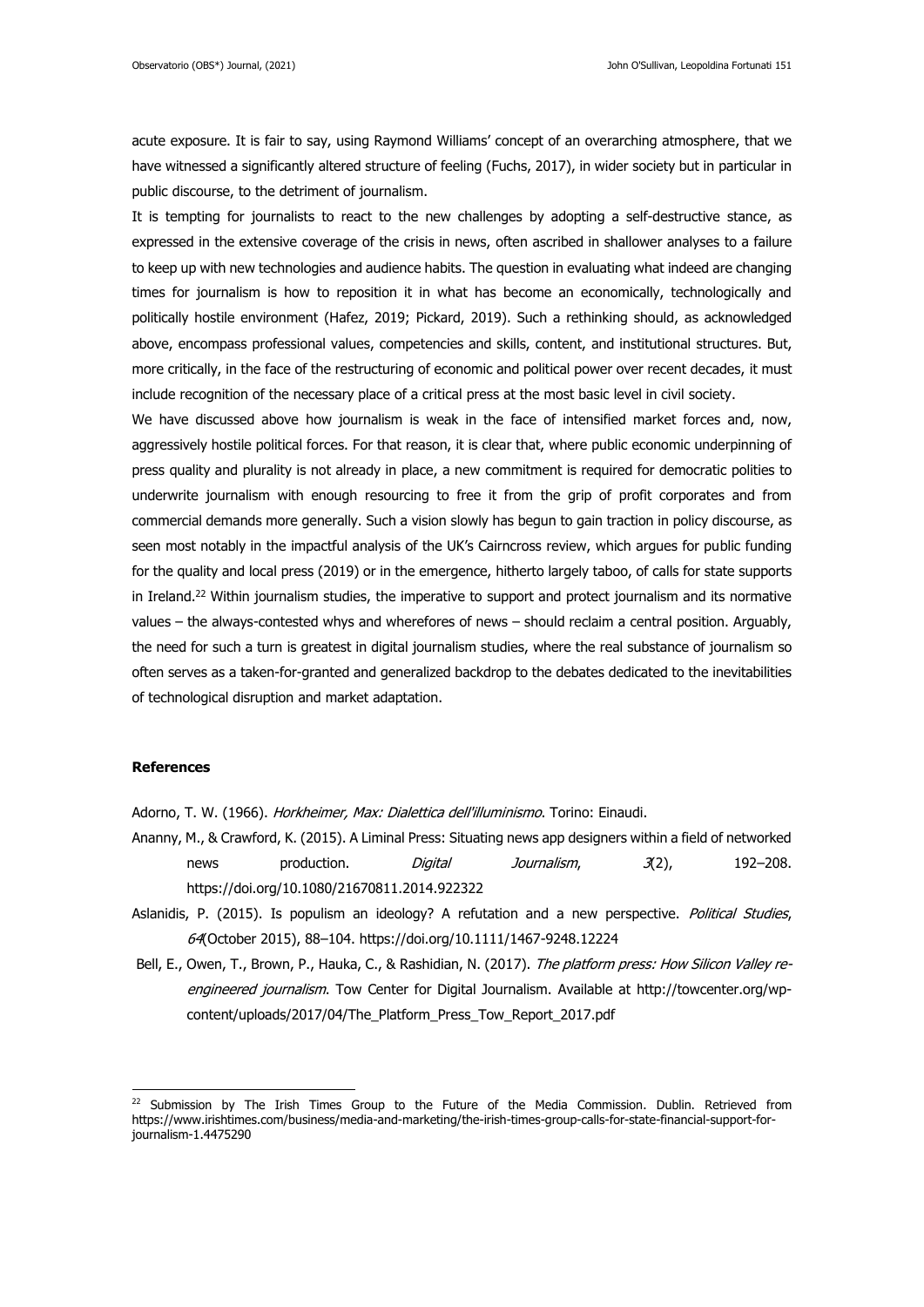acute exposure. It is fair to say, using Raymond Williams' concept of an overarching atmosphere, that we have witnessed a significantly altered structure of feeling (Fuchs, 2017), in wider society but in particular in public discourse, to the detriment of journalism.

It is tempting for journalists to react to the new challenges by adopting a self-destructive stance, as expressed in the extensive coverage of the crisis in news, often ascribed in shallower analyses to a failure to keep up with new technologies and audience habits. The question in evaluating what indeed are changing times for journalism is how to reposition it in what has become an economically, technologically and politically hostile environment (Hafez, 2019; Pickard, 2019). Such a rethinking should, as acknowledged above, encompass professional values, competencies and skills, content, and institutional structures. But, more critically, in the face of the restructuring of economic and political power over recent decades, it must include recognition of the necessary place of a critical press at the most basic level in civil society.

We have discussed above how journalism is weak in the face of intensified market forces and, now, aggressively hostile political forces. For that reason, it is clear that, where public economic underpinning of press quality and plurality is not already in place, a new commitment is required for democratic polities to underwrite journalism with enough resourcing to free it from the grip of profit corporates and from commercial demands more generally. Such a vision slowly has begun to gain traction in policy discourse, as seen most notably in the impactful analysis of the UK's Cairncross review, which argues for public funding for the quality and local press (2019) or in the emergence, hitherto largely taboo, of calls for state supports in Ireland.[22] Within journalism studies, the imperative to support and protect journalism and its normative values – the always-contested whys and wherefores of news – should reclaim a central position. Arguably, the need for such a turn is greatest in digital journalism studies, where the real substance of journalism so often serves as a taken-for-granted and generalized backdrop to the debates dedicated to the inevitabilities of technological disruption and market adaptation.

## References

Adorno, T. W. (1966). *Horkheimer, Max: Dialettica dell'illuminismo*. Torino: Einaudi.

Ananny, M., & Crawford, K. (2015). A Liminal Press: Situating news app designers within a field of networked news production. *Digital Journalism*, *3*(2), 192–208. https://doi.org/10.1080/21670811.2014.922322

Aslanidis, P. (2015). Is populism an ideology? A refutation and a new perspective. *Political Studies*, *64*(October 2015), 88–104. https://doi.org/10.1111/1467-9248.12224

Bell, E., Owen, T., Brown, P., Hauka, C., & Rashidian, N. (2017). *The platform press: How Silicon Valley re-engineered journalism*. Tow Center for Digital Journalism. Available at http://towcenter.org/wp-content/uploads/2017/04/The_Platform_Press_Tow_Report_2017.pdf

[22] Submission by The Irish Times Group to the Future of the Media Commission. Dublin. Retrieved from https://www.irishtimes.com/business/media-and-marketing/the-irish-times-group-calls-for-state-financial-support-for-journalism-1.4475290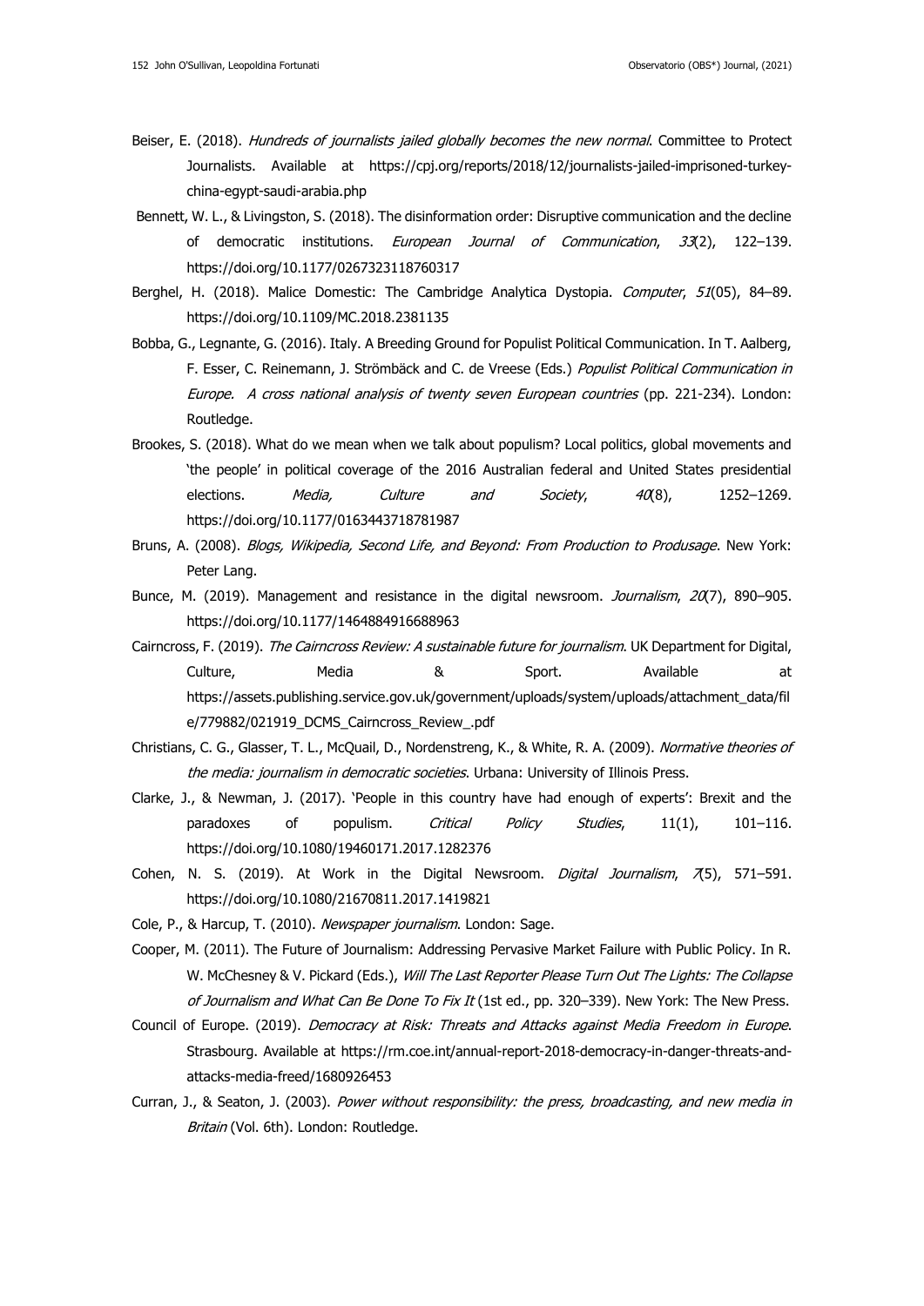Beiser, E. (2018). *Hundreds of journalists jailed globally becomes the new normal*. Committee to Protect Journalists. Available at https://cpj.org/reports/2018/12/journalists-jailed-imprisoned-turkey-china-egypt-saudi-arabia.php

Bennett, W. L., & Livingston, S. (2018). The disinformation order: Disruptive communication and the decline of democratic institutions. *European Journal of Communication*, *33*(2), 122–139. https://doi.org/10.1177/0267323118760317

Berghel, H. (2018). Malice Domestic: The Cambridge Analytica Dystopia. *Computer*, *51*(05), 84–89. https://doi.org/10.1109/MC.2018.2381135

Bobba, G., Legnante, G. (2016). Italy. A Breeding Ground for Populist Political Communication. In T. Aalberg, F. Esser, C. Reinemann, J. Strömbäck and C. de Vreese (Eds.) *Populist Political Communication in Europe. A cross national analysis of twenty seven European countries* (pp. 221-234). London: Routledge.

Brookes, S. (2018). What do we mean when we talk about populism? Local politics, global movements and 'the people' in political coverage of the 2016 Australian federal and United States presidential elections. *Media, Culture and Society*, *40*(8), 1252–1269. https://doi.org/10.1177/0163443718781987

Bruns, A. (2008). *Blogs, Wikipedia, Second Life, and Beyond: From Production to Produsage*. New York: Peter Lang.

Bunce, M. (2019). Management and resistance in the digital newsroom. *Journalism*, *20*(7), 890–905. https://doi.org/10.1177/1464884916688963

Cairncross, F. (2019). *The Cairncross Review: A sustainable future for journalism*. UK Department for Digital, Culture, Media & Sport. Available at https://assets.publishing.service.gov.uk/government/uploads/system/uploads/attachment_data/file/779882/021919_DCMS_Cairncross_Review_.pdf

Christians, C. G., Glasser, T. L., McQuail, D., Nordenstreng, K., & White, R. A. (2009). *Normative theories of the media: journalism in democratic societies*. Urbana: University of Illinois Press.

Clarke, J., & Newman, J. (2017). 'People in this country have had enough of experts': Brexit and the paradoxes of populism. *Critical Policy Studies*, 11(1), 101–116. https://doi.org/10.1080/19460171.2017.1282376

Cohen, N. S. (2019). At Work in the Digital Newsroom. *Digital Journalism*, *7*(5), 571–591. https://doi.org/10.1080/21670811.2017.1419821

Cole, P., & Harcup, T. (2010). *Newspaper journalism*. London: Sage.

Cooper, M. (2011). The Future of Journalism: Addressing Pervasive Market Failure with Public Policy. In R. W. McChesney & V. Pickard (Eds.), *Will The Last Reporter Please Turn Out The Lights: The Collapse of Journalism and What Can Be Done To Fix It* (1st ed., pp. 320–339). New York: The New Press.

Council of Europe. (2019). *Democracy at Risk: Threats and Attacks against Media Freedom in Europe*. Strasbourg. Available at https://rm.coe.int/annual-report-2018-democracy-in-danger-threats-and-attacks-media-freed/1680926453

Curran, J., & Seaton, J. (2003). *Power without responsibility: the press, broadcasting, and new media in Britain* (Vol. 6th). London: Routledge.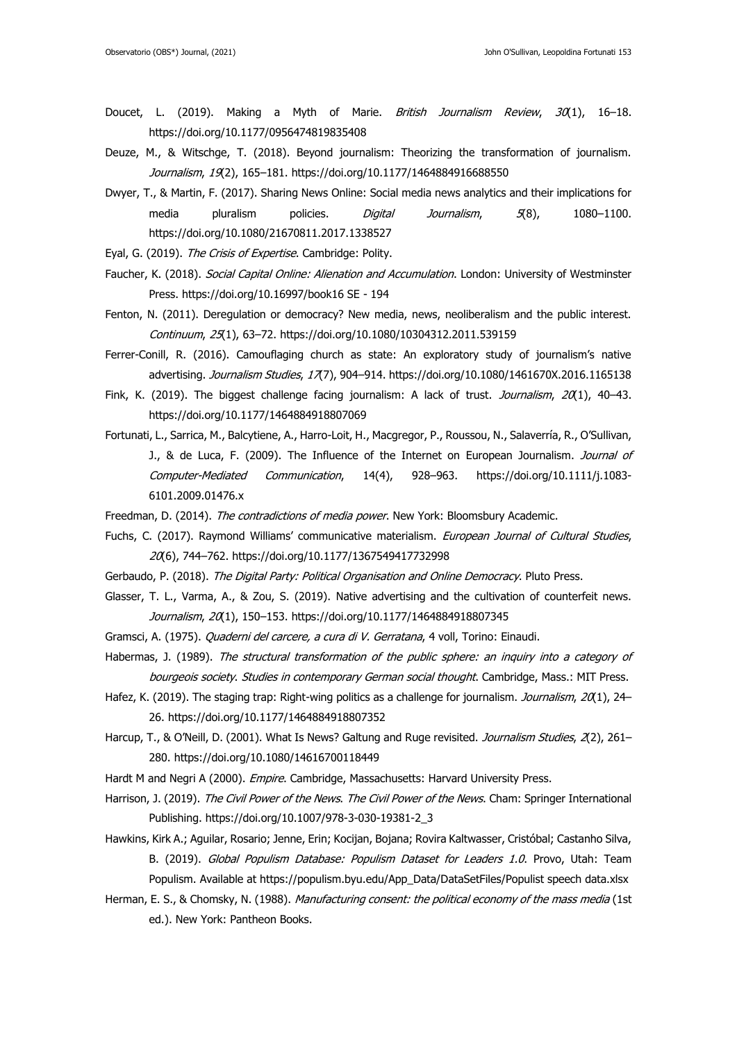Doucet, L. (2019). Making a Myth of Marie. *British Journalism Review*, *30*(1), 16–18. https://doi.org/10.1177/0956474819835408

Deuze, M., & Witschge, T. (2018). Beyond journalism: Theorizing the transformation of journalism. *Journalism*, *19*(2), 165–181. https://doi.org/10.1177/1464884916688550

Dwyer, T., & Martin, F. (2017). Sharing News Online: Social media news analytics and their implications for media pluralism policies. *Digital Journalism*, *5*(8), 1080–1100. https://doi.org/10.1080/21670811.2017.1338527

Eyal, G. (2019). *The Crisis of Expertise*. Cambridge: Polity.

Faucher, K. (2018). *Social Capital Online: Alienation and Accumulation*. London: University of Westminster Press. https://doi.org/10.16997/book16 SE - 194

Fenton, N. (2011). Deregulation or democracy? New media, news, neoliberalism and the public interest. *Continuum*, *25*(1), 63–72. https://doi.org/10.1080/10304312.2011.539159

Ferrer-Conill, R. (2016). Camouflaging church as state: An exploratory study of journalism's native advertising. *Journalism Studies*, *17*(7), 904–914. https://doi.org/10.1080/1461670X.2016.1165138

Fink, K. (2019). The biggest challenge facing journalism: A lack of trust. *Journalism*, *20*(1), 40–43. https://doi.org/10.1177/1464884918807069

Fortunati, L., Sarrica, M., Balcytiene, A., Harro-Loit, H., Macgregor, P., Roussou, N., Salaverría, R., O'Sullivan, J., & de Luca, F. (2009). The Influence of the Internet on European Journalism. *Journal of Computer-Mediated Communication*, 14(4), 928–963. https://doi.org/10.1111/j.1083-6101.2009.01476.x

Freedman, D. (2014). *The contradictions of media power*. New York: Bloomsbury Academic.

Fuchs, C. (2017). Raymond Williams' communicative materialism. *European Journal of Cultural Studies*, *20*(6), 744–762. https://doi.org/10.1177/1367549417732998

Gerbaudo, P. (2018). *The Digital Party: Political Organisation and Online Democracy*. Pluto Press.

Glasser, T. L., Varma, A., & Zou, S. (2019). Native advertising and the cultivation of counterfeit news. *Journalism*, *20*(1), 150–153. https://doi.org/10.1177/1464884918807345

Gramsci, A. (1975). *Quaderni del carcere, a cura di V. Gerratana*, 4 voll, Torino: Einaudi.

Habermas, J. (1989). *The structural transformation of the public sphere: an inquiry into a category of bourgeois society*. *Studies in contemporary German social thought*. Cambridge, Mass.: MIT Press.

Hafez, K. (2019). The staging trap: Right-wing politics as a challenge for journalism. *Journalism*, *20*(1), 24–26. https://doi.org/10.1177/1464884918807352

Harcup, T., & O'Neill, D. (2001). What Is News? Galtung and Ruge revisited. *Journalism Studies*, *2*(2), 261–280. https://doi.org/10.1080/14616700118449

Hardt M and Negri A (2000). *Empire*. Cambridge, Massachusetts: Harvard University Press.

Harrison, J. (2019). *The Civil Power of the News*. *The Civil Power of the News*. Cham: Springer International Publishing. https://doi.org/10.1007/978-3-030-19381-2_3

Hawkins, Kirk A.; Aguilar, Rosario; Jenne, Erin; Kocijan, Bojana; Rovira Kaltwasser, Cristóbal; Castanho Silva, B. (2019). *Global Populism Database: Populism Dataset for Leaders 1.0*. Provo, Utah: Team Populism. Available at https://populism.byu.edu/App_Data/DataSetFiles/Populist speech data.xlsx

Herman, E. S., & Chomsky, N. (1988). *Manufacturing consent: the political economy of the mass media* (1st ed.). New York: Pantheon Books.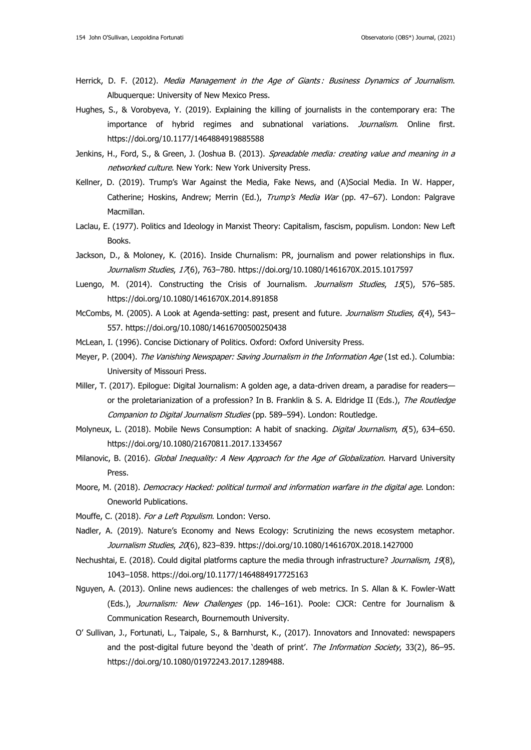Herrick, D. F. (2012). *Media Management in the Age of Giants : Business Dynamics of Journalism*. Albuquerque: University of New Mexico Press.

Hughes, S., & Vorobyeva, Y. (2019). Explaining the killing of journalists in the contemporary era: The importance of hybrid regimes and subnational variations. *Journalism*. Online first. https://doi.org/10.1177/1464884919885588

Jenkins, H., Ford, S., & Green, J. (Joshua B. (2013). *Spreadable media: creating value and meaning in a networked culture*. New York: New York University Press.

Kellner, D. (2019). Trump's War Against the Media, Fake News, and (A)Social Media. In W. Happer, Catherine; Hoskins, Andrew; Merrin (Ed.), *Trump's Media War* (pp. 47–67). London: Palgrave Macmillan.

Laclau, E. (1977). Politics and Ideology in Marxist Theory: Capitalism, fascism, populism. London: New Left Books.

Jackson, D., & Moloney, K. (2016). Inside Churnalism: PR, journalism and power relationships in flux. *Journalism Studies*, *17*(6), 763–780. https://doi.org/10.1080/1461670X.2015.1017597

Luengo, M. (2014). Constructing the Crisis of Journalism. *Journalism Studies*, *15*(5), 576–585. https://doi.org/10.1080/1461670X.2014.891858

McCombs, M. (2005). A Look at Agenda-setting: past, present and future. *Journalism Studies*, *6*(4), 543–557. https://doi.org/10.1080/14616700500250438

McLean, I. (1996). Concise Dictionary of Politics. Oxford: Oxford University Press.

Meyer, P. (2004). *The Vanishing Newspaper: Saving Journalism in the Information Age* (1st ed.). Columbia: University of Missouri Press.

Miller, T. (2017). Epilogue: Digital Journalism: A golden age, a data-driven dream, a paradise for readers—or the proletarianization of a profession? In B. Franklin & S. A. Eldridge II (Eds.), *The Routledge Companion to Digital Journalism Studies* (pp. 589–594). London: Routledge.

Molyneux, L. (2018). Mobile News Consumption: A habit of snacking. *Digital Journalism*, *6*(5), 634–650. https://doi.org/10.1080/21670811.2017.1334567

Milanovic, B. (2016). *Global Inequality: A New Approach for the Age of Globalization*. Harvard University Press.

Moore, M. (2018). *Democracy Hacked: political turmoil and information warfare in the digital age*. London: Oneworld Publications.

Mouffe, C. (2018). *For a Left Populism*. London: Verso.

Nadler, A. (2019). Nature's Economy and News Ecology: Scrutinizing the news ecosystem metaphor. *Journalism Studies*, *20*(6), 823–839. https://doi.org/10.1080/1461670X.2018.1427000

Nechushtai, E. (2018). Could digital platforms capture the media through infrastructure? *Journalism*, *19*(8), 1043–1058. https://doi.org/10.1177/1464884917725163

Nguyen, A. (2013). Online news audiences: the challenges of web metrics. In S. Allan & K. Fowler-Watt (Eds.), *Journalism: New Challenges* (pp. 146–161). Poole: CJCR: Centre for Journalism & Communication Research, Bournemouth University.

O' Sullivan, J., Fortunati, L., Taipale, S., & Barnhurst, K., (2017). Innovators and Innovated: newspapers and the post-digital future beyond the 'death of print'. *The Information Society*, 33(2), 86–95. https://doi.org/10.1080/01972243.2017.1289488.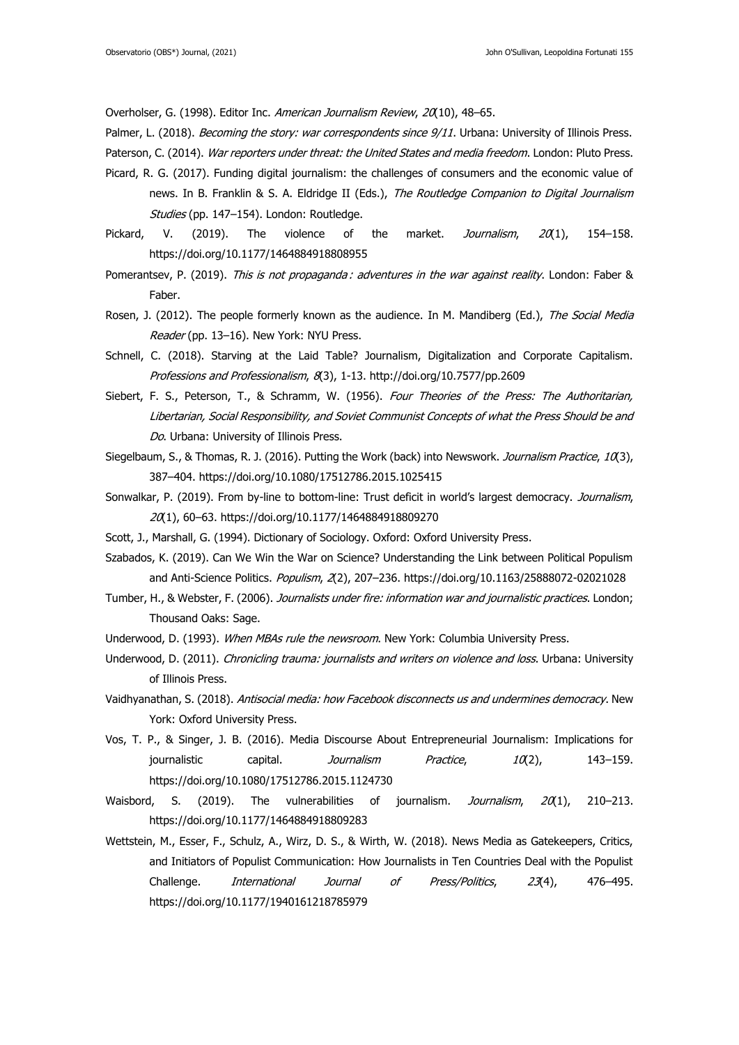Overholser, G. (1998). Editor Inc. *American Journalism Review*, *20*(10), 48–65.

Palmer, L. (2018). *Becoming the story: war correspondents since 9/11*. Urbana: University of Illinois Press.

Paterson, C. (2014). *War reporters under threat: the United States and media freedom*. London: Pluto Press.

Picard, R. G. (2017). Funding digital journalism: the challenges of consumers and the economic value of news. In B. Franklin & S. A. Eldridge II (Eds.), *The Routledge Companion to Digital Journalism Studies* (pp. 147–154). London: Routledge.

Pickard, V. (2019). The violence of the market. *Journalism*, *20*(1), 154–158. https://doi.org/10.1177/1464884918808955

Pomerantsev, P. (2019). *This is not propaganda : adventures in the war against reality*. London: Faber & Faber.

Rosen, J. (2012). The people formerly known as the audience. In M. Mandiberg (Ed.), *The Social Media Reader* (pp. 13–16). New York: NYU Press.

Schnell, C. (2018). Starving at the Laid Table? Journalism, Digitalization and Corporate Capitalism. *Professions and Professionalism*, *8*(3), 1-13. http://doi.org/10.7577/pp.2609

Siebert, F. S., Peterson, T., & Schramm, W. (1956). *Four Theories of the Press: The Authoritarian, Libertarian, Social Responsibility, and Soviet Communist Concepts of what the Press Should be and Do*. Urbana: University of Illinois Press.

Siegelbaum, S., & Thomas, R. J. (2016). Putting the Work (back) into Newswork. *Journalism Practice*, *10*(3), 387–404. https://doi.org/10.1080/17512786.2015.1025415

Sonwalkar, P. (2019). From by-line to bottom-line: Trust deficit in world's largest democracy. *Journalism*, *20*(1), 60–63. https://doi.org/10.1177/1464884918809270

Scott, J., Marshall, G. (1994). Dictionary of Sociology. Oxford: Oxford University Press.

Szabados, K. (2019). Can We Win the War on Science? Understanding the Link between Political Populism and Anti-Science Politics. *Populism*, *2*(2), 207–236. https://doi.org/10.1163/25888072-02021028

Tumber, H., & Webster, F. (2006). *Journalists under fire: information war and journalistic practices*. London; Thousand Oaks: Sage.

Underwood, D. (1993). *When MBAs rule the newsroom*. New York: Columbia University Press.

Underwood, D. (2011). *Chronicling trauma: journalists and writers on violence and loss*. Urbana: University of Illinois Press.

Vaidhyanathan, S. (2018). *Antisocial media: how Facebook disconnects us and undermines democracy*. New York: Oxford University Press.

Vos, T. P., & Singer, J. B. (2016). Media Discourse About Entrepreneurial Journalism: Implications for journalistic capital. *Journalism Practice*, *10*(2), 143–159. https://doi.org/10.1080/17512786.2015.1124730

Waisbord, S. (2019). The vulnerabilities of journalism. *Journalism*, *20*(1), 210–213. https://doi.org/10.1177/1464884918809283

Wettstein, M., Esser, F., Schulz, A., Wirz, D. S., & Wirth, W. (2018). News Media as Gatekeepers, Critics, and Initiators of Populist Communication: How Journalists in Ten Countries Deal with the Populist Challenge. *International Journal of Press/Politics*, *23*(4), 476–495. https://doi.org/10.1177/1940161218785979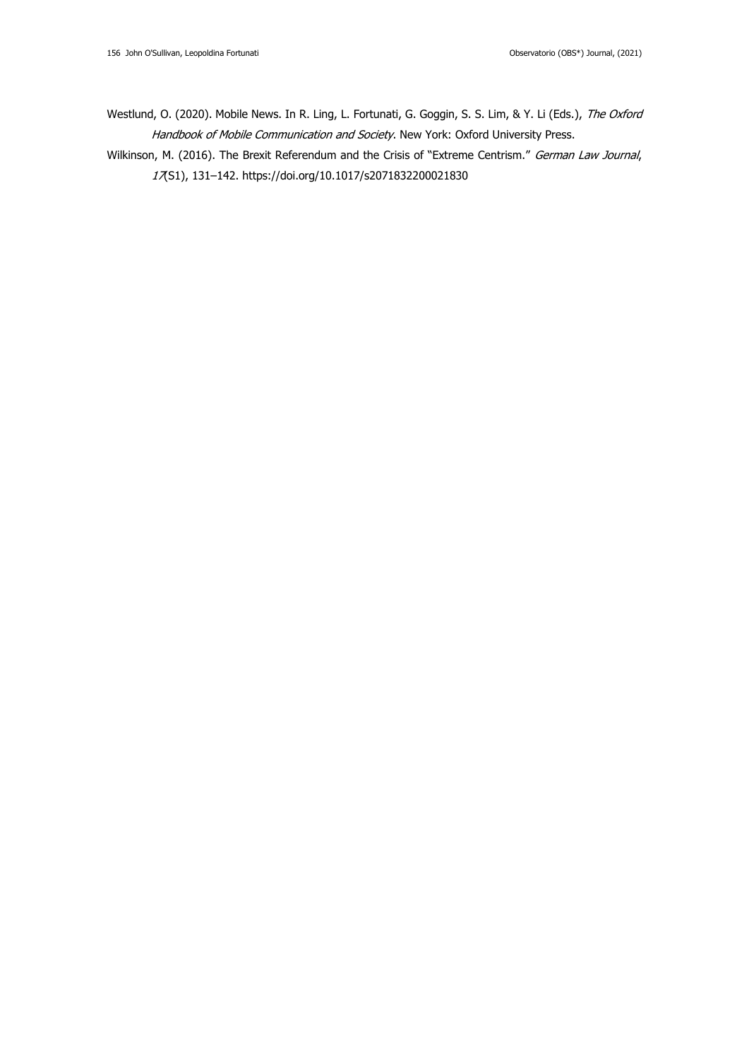Westlund, O. (2020). Mobile News. In R. Ling, L. Fortunati, G. Goggin, S. S. Lim, & Y. Li (Eds.), *The Oxford Handbook of Mobile Communication and Society*. New York: Oxford University Press.

Wilkinson, M. (2016). The Brexit Referendum and the Crisis of "Extreme Centrism." *German Law Journal*, *17*(S1), 131–142. https://doi.org/10.1017/s2071832200021830